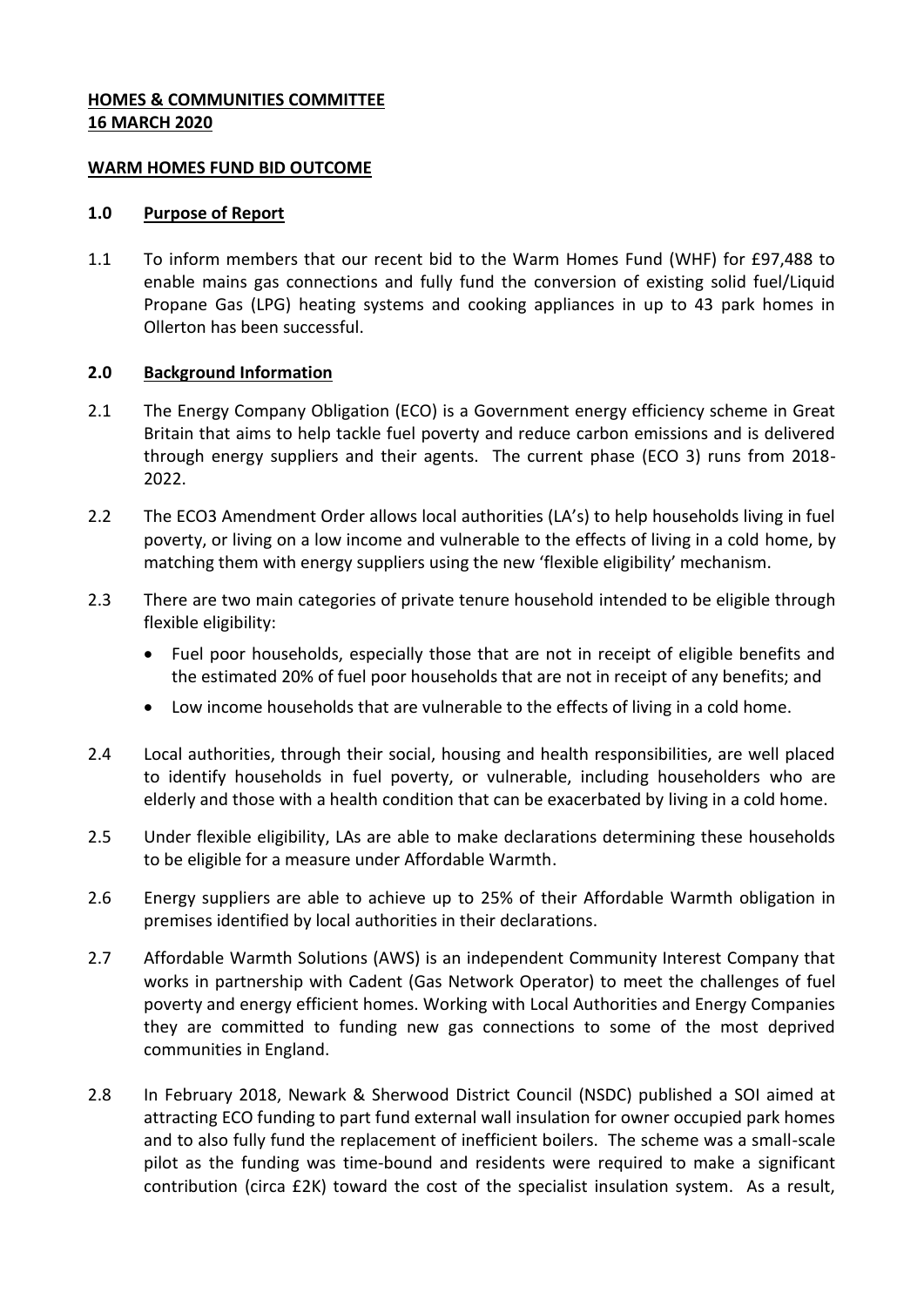**HOMES & COMMUNITIES COMMITTEE**
**16 MARCH 2020**

**WARM HOMES FUND BID OUTCOME**

## 1.0 Purpose of Report

1.1 To inform members that our recent bid to the Warm Homes Fund (WHF) for £97,488 to enable mains gas connections and fully fund the conversion of existing solid fuel/Liquid Propane Gas (LPG) heating systems and cooking appliances in up to 43 park homes in Ollerton has been successful.

## 2.0 Background Information

2.1 The Energy Company Obligation (ECO) is a Government energy efficiency scheme in Great Britain that aims to help tackle fuel poverty and reduce carbon emissions and is delivered through energy suppliers and their agents. The current phase (ECO 3) runs from 2018-2022.

2.2 The ECO3 Amendment Order allows local authorities (LA's) to help households living in fuel poverty, or living on a low income and vulnerable to the effects of living in a cold home, by matching them with energy suppliers using the new 'flexible eligibility' mechanism.

2.3 There are two main categories of private tenure household intended to be eligible through flexible eligibility:

- Fuel poor households, especially those that are not in receipt of eligible benefits and the estimated 20% of fuel poor households that are not in receipt of any benefits; and
- Low income households that are vulnerable to the effects of living in a cold home.

2.4 Local authorities, through their social, housing and health responsibilities, are well placed to identify households in fuel poverty, or vulnerable, including householders who are elderly and those with a health condition that can be exacerbated by living in a cold home.

2.5 Under flexible eligibility, LAs are able to make declarations determining these households to be eligible for a measure under Affordable Warmth.

2.6 Energy suppliers are able to achieve up to 25% of their Affordable Warmth obligation in premises identified by local authorities in their declarations.

2.7 Affordable Warmth Solutions (AWS) is an independent Community Interest Company that works in partnership with Cadent (Gas Network Operator) to meet the challenges of fuel poverty and energy efficient homes. Working with Local Authorities and Energy Companies they are committed to funding new gas connections to some of the most deprived communities in England.

2.8 In February 2018, Newark & Sherwood District Council (NSDC) published a SOI aimed at attracting ECO funding to part fund external wall insulation for owner occupied park homes and to also fully fund the replacement of inefficient boilers. The scheme was a small-scale pilot as the funding was time-bound and residents were required to make a significant contribution (circa £2K) toward the cost of the specialist insulation system. As a result,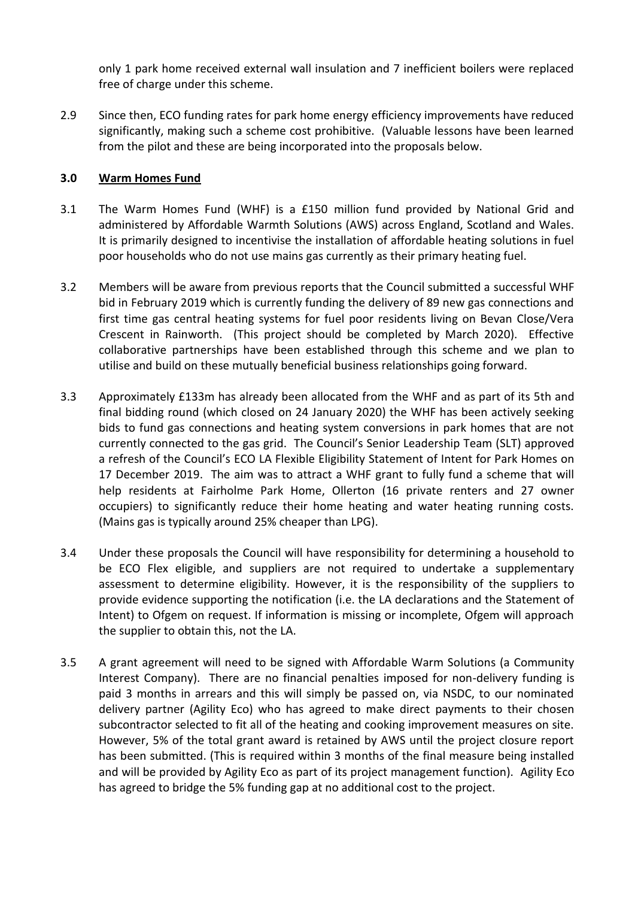only 1 park home received external wall insulation and 7 inefficient boilers were replaced free of charge under this scheme.

2.9 Since then, ECO funding rates for park home energy efficiency improvements have reduced significantly, making such a scheme cost prohibitive. (Valuable lessons have been learned from the pilot and these are being incorporated into the proposals below.

## 3.0 Warm Homes Fund

3.1 The Warm Homes Fund (WHF) is a £150 million fund provided by National Grid and administered by Affordable Warmth Solutions (AWS) across England, Scotland and Wales. It is primarily designed to incentivise the installation of affordable heating solutions in fuel poor households who do not use mains gas currently as their primary heating fuel.

3.2 Members will be aware from previous reports that the Council submitted a successful WHF bid in February 2019 which is currently funding the delivery of 89 new gas connections and first time gas central heating systems for fuel poor residents living on Bevan Close/Vera Crescent in Rainworth. (This project should be completed by March 2020). Effective collaborative partnerships have been established through this scheme and we plan to utilise and build on these mutually beneficial business relationships going forward.

3.3 Approximately £133m has already been allocated from the WHF and as part of its 5th and final bidding round (which closed on 24 January 2020) the WHF has been actively seeking bids to fund gas connections and heating system conversions in park homes that are not currently connected to the gas grid. The Council's Senior Leadership Team (SLT) approved a refresh of the Council's ECO LA Flexible Eligibility Statement of Intent for Park Homes on 17 December 2019. The aim was to attract a WHF grant to fully fund a scheme that will help residents at Fairholme Park Home, Ollerton (16 private renters and 27 owner occupiers) to significantly reduce their home heating and water heating running costs. (Mains gas is typically around 25% cheaper than LPG).

3.4 Under these proposals the Council will have responsibility for determining a household to be ECO Flex eligible, and suppliers are not required to undertake a supplementary assessment to determine eligibility. However, it is the responsibility of the suppliers to provide evidence supporting the notification (i.e. the LA declarations and the Statement of Intent) to Ofgem on request. If information is missing or incomplete, Ofgem will approach the supplier to obtain this, not the LA.

3.5 A grant agreement will need to be signed with Affordable Warm Solutions (a Community Interest Company). There are no financial penalties imposed for non-delivery funding is paid 3 months in arrears and this will simply be passed on, via NSDC, to our nominated delivery partner (Agility Eco) who has agreed to make direct payments to their chosen subcontractor selected to fit all of the heating and cooking improvement measures on site. However, 5% of the total grant award is retained by AWS until the project closure report has been submitted. (This is required within 3 months of the final measure being installed and will be provided by Agility Eco as part of its project management function). Agility Eco has agreed to bridge the 5% funding gap at no additional cost to the project.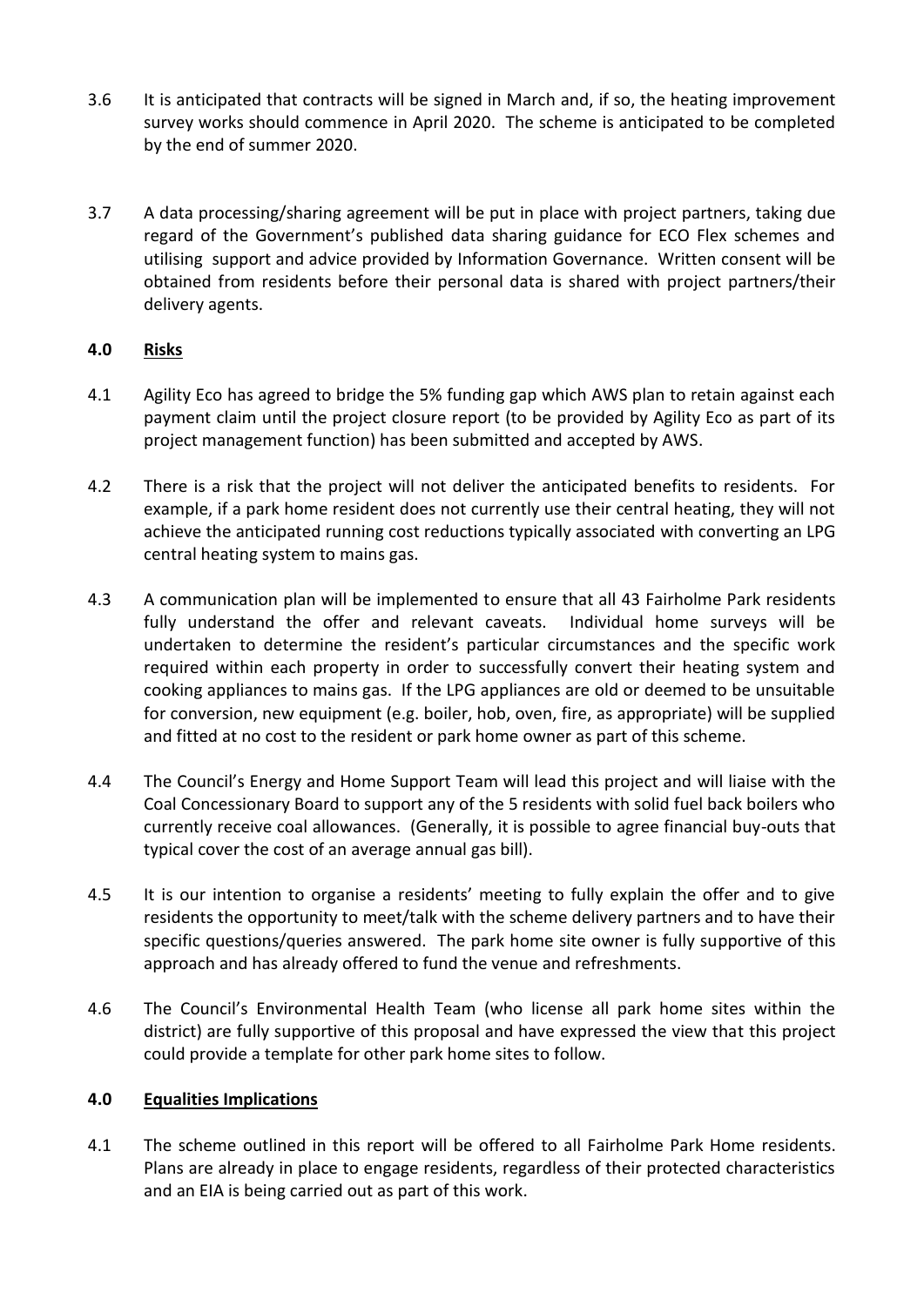3.6 It is anticipated that contracts will be signed in March and, if so, the heating improvement survey works should commence in April 2020. The scheme is anticipated to be completed by the end of summer 2020.

3.7 A data processing/sharing agreement will be put in place with project partners, taking due regard of the Government's published data sharing guidance for ECO Flex schemes and utilising support and advice provided by Information Governance. Written consent will be obtained from residents before their personal data is shared with project partners/their delivery agents.

## 4.0 Risks

4.1 Agility Eco has agreed to bridge the 5% funding gap which AWS plan to retain against each payment claim until the project closure report (to be provided by Agility Eco as part of its project management function) has been submitted and accepted by AWS.

4.2 There is a risk that the project will not deliver the anticipated benefits to residents. For example, if a park home resident does not currently use their central heating, they will not achieve the anticipated running cost reductions typically associated with converting an LPG central heating system to mains gas.

4.3 A communication plan will be implemented to ensure that all 43 Fairholme Park residents fully understand the offer and relevant caveats. Individual home surveys will be undertaken to determine the resident's particular circumstances and the specific work required within each property in order to successfully convert their heating system and cooking appliances to mains gas. If the LPG appliances are old or deemed to be unsuitable for conversion, new equipment (e.g. boiler, hob, oven, fire, as appropriate) will be supplied and fitted at no cost to the resident or park home owner as part of this scheme.

4.4 The Council's Energy and Home Support Team will lead this project and will liaise with the Coal Concessionary Board to support any of the 5 residents with solid fuel back boilers who currently receive coal allowances. (Generally, it is possible to agree financial buy-outs that typical cover the cost of an average annual gas bill).

4.5 It is our intention to organise a residents' meeting to fully explain the offer and to give residents the opportunity to meet/talk with the scheme delivery partners and to have their specific questions/queries answered. The park home site owner is fully supportive of this approach and has already offered to fund the venue and refreshments.

4.6 The Council's Environmental Health Team (who license all park home sites within the district) are fully supportive of this proposal and have expressed the view that this project could provide a template for other park home sites to follow.

## 4.0 Equalities Implications

4.1 The scheme outlined in this report will be offered to all Fairholme Park Home residents. Plans are already in place to engage residents, regardless of their protected characteristics and an EIA is being carried out as part of this work.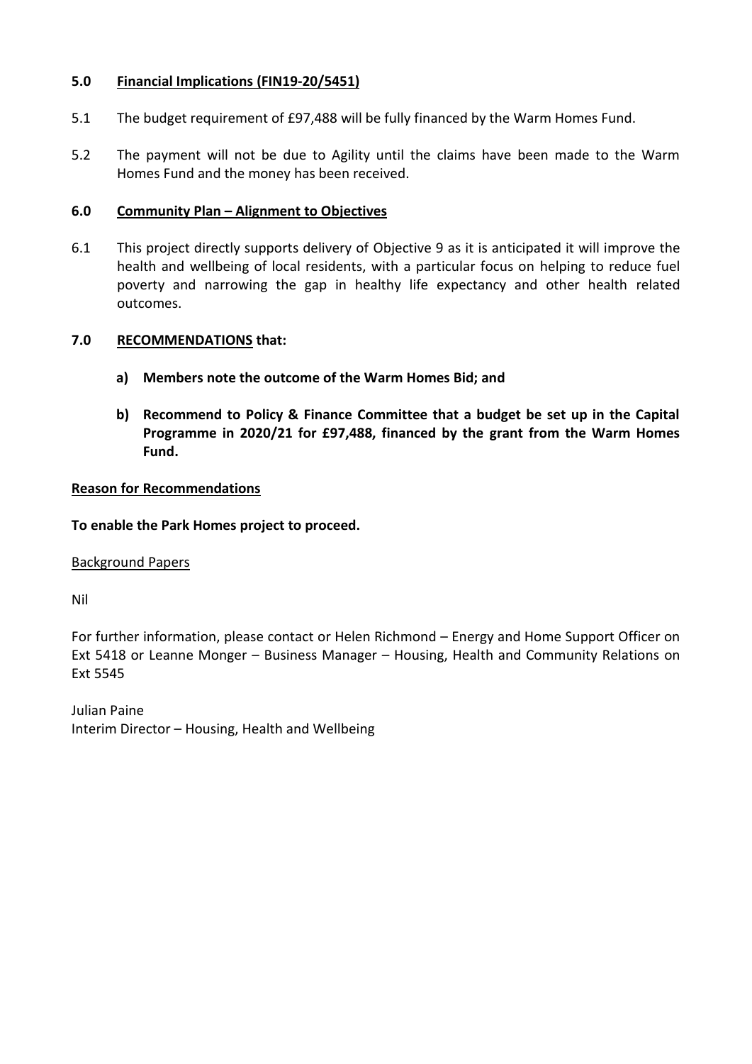## 5.0 Financial Implications (FIN19-20/5451)

5.1 The budget requirement of £97,488 will be fully financed by the Warm Homes Fund.

5.2 The payment will not be due to Agility until the claims have been made to the Warm Homes Fund and the money has been received.

## 6.0 Community Plan – Alignment to Objectives

6.1 This project directly supports delivery of Objective 9 as it is anticipated it will improve the health and wellbeing of local residents, with a particular focus on helping to reduce fuel poverty and narrowing the gap in healthy life expectancy and other health related outcomes.

## 7.0 RECOMMENDATIONS that:

**a) Members note the outcome of the Warm Homes Bid; and**

**b) Recommend to Policy & Finance Committee that a budget be set up in the Capital Programme in 2020/21 for £97,488, financed by the grant from the Warm Homes Fund.**

**Reason for Recommendations**

**To enable the Park Homes project to proceed.**

Background Papers

Nil

For further information, please contact or Helen Richmond – Energy and Home Support Officer on Ext 5418 or Leanne Monger – Business Manager – Housing, Health and Community Relations on Ext 5545

Julian Paine
Interim Director – Housing, Health and Wellbeing